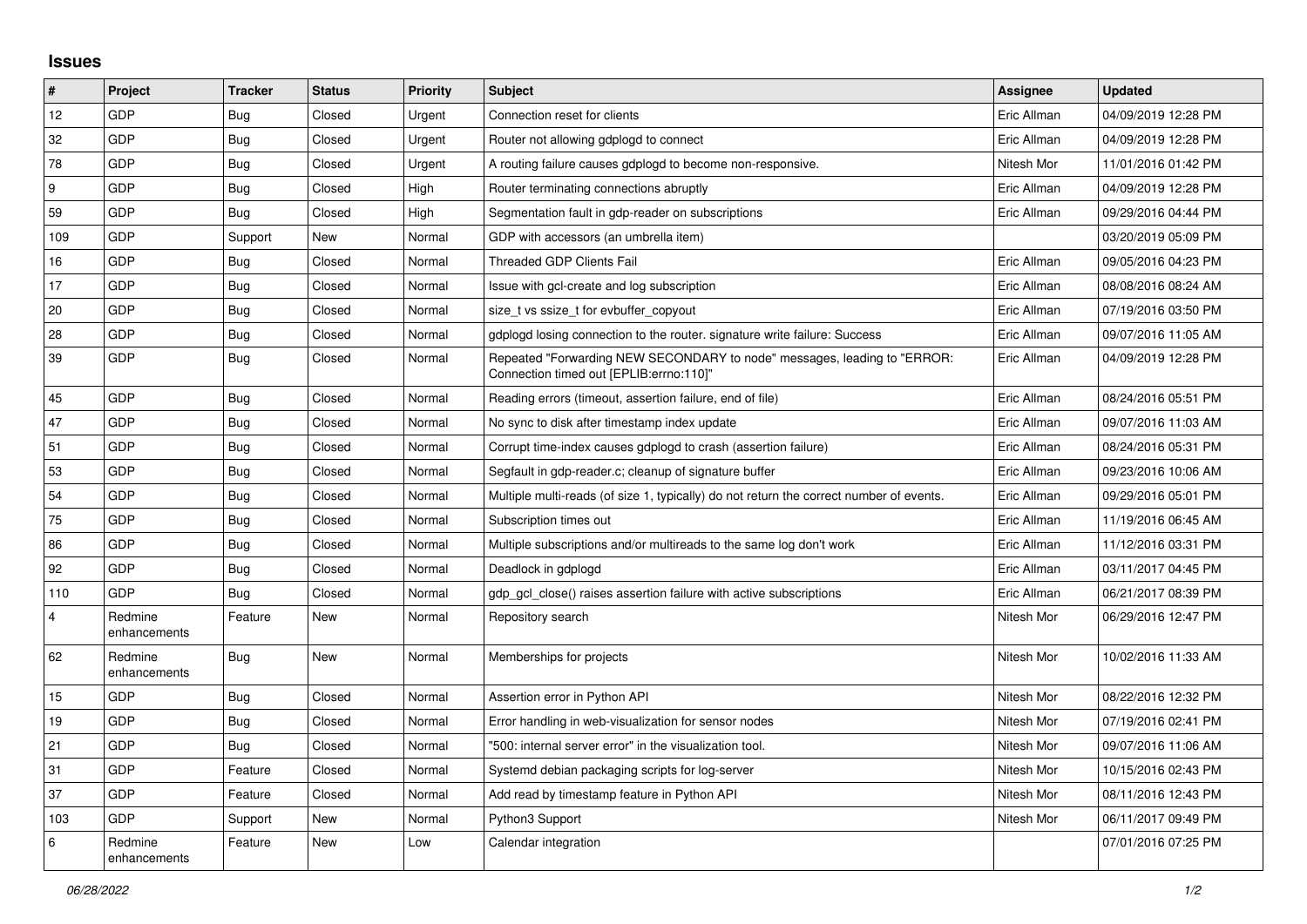## Issues

| # | Project | Tracker | Status | Priority | Subject | Assignee | Updated |
|---|---|---|---|---|---|---|---|
| 12 | GDP | Bug | Closed | Urgent | Connection reset for clients | Eric Allman | 04/09/2019 12:28 PM |
| 32 | GDP | Bug | Closed | Urgent | Router not allowing gdplogd to connect | Eric Allman | 04/09/2019 12:28 PM |
| 78 | GDP | Bug | Closed | Urgent | A routing failure causes gdplogd to become non-responsive. | Nitesh Mor | 11/01/2016 01:42 PM |
| 9 | GDP | Bug | Closed | High | Router terminating connections abruptly | Eric Allman | 04/09/2019 12:28 PM |
| 59 | GDP | Bug | Closed | High | Segmentation fault in gdp-reader on subscriptions | Eric Allman | 09/29/2016 04:44 PM |
| 109 | GDP | Support | New | Normal | GDP with accessors (an umbrella item) | | 03/20/2019 05:09 PM |
| 16 | GDP | Bug | Closed | Normal | Threaded GDP Clients Fail | Eric Allman | 09/05/2016 04:23 PM |
| 17 | GDP | Bug | Closed | Normal | Issue with gcl-create and log subscription | Eric Allman | 08/08/2016 08:24 AM |
| 20 | GDP | Bug | Closed | Normal | size_t vs ssize_t for evbuffer_copyout | Eric Allman | 07/19/2016 03:50 PM |
| 28 | GDP | Bug | Closed | Normal | gdplogd losing connection to the router. signature write failure: Success | Eric Allman | 09/07/2016 11:05 AM |
| 39 | GDP | Bug | Closed | Normal | Repeated "Forwarding NEW SECONDARY to node" messages, leading to "ERROR: Connection timed out [EPLIB:errno:110]" | Eric Allman | 04/09/2019 12:28 PM |
| 45 | GDP | Bug | Closed | Normal | Reading errors (timeout, assertion failure, end of file) | Eric Allman | 08/24/2016 05:51 PM |
| 47 | GDP | Bug | Closed | Normal | No sync to disk after timestamp index update | Eric Allman | 09/07/2016 11:03 AM |
| 51 | GDP | Bug | Closed | Normal | Corrupt time-index causes gdplogd to crash (assertion failure) | Eric Allman | 08/24/2016 05:31 PM |
| 53 | GDP | Bug | Closed | Normal | Segfault in gdp-reader.c; cleanup of signature buffer | Eric Allman | 09/23/2016 10:06 AM |
| 54 | GDP | Bug | Closed | Normal | Multiple multi-reads (of size 1, typically) do not return the correct number of events. | Eric Allman | 09/29/2016 05:01 PM |
| 75 | GDP | Bug | Closed | Normal | Subscription times out | Eric Allman | 11/19/2016 06:45 AM |
| 86 | GDP | Bug | Closed | Normal | Multiple subscriptions and/or multireads to the same log don't work | Eric Allman | 11/12/2016 03:31 PM |
| 92 | GDP | Bug | Closed | Normal | Deadlock in gdplogd | Eric Allman | 03/11/2017 04:45 PM |
| 110 | GDP | Bug | Closed | Normal | gdp_gcl_close() raises assertion failure with active subscriptions | Eric Allman | 06/21/2017 08:39 PM |
| 4 | Redmine enhancements | Feature | New | Normal | Repository search | Nitesh Mor | 06/29/2016 12:47 PM |
| 62 | Redmine enhancements | Bug | New | Normal | Memberships for projects | Nitesh Mor | 10/02/2016 11:33 AM |
| 15 | GDP | Bug | Closed | Normal | Assertion error in Python API | Nitesh Mor | 08/22/2016 12:32 PM |
| 19 | GDP | Bug | Closed | Normal | Error handling in web-visualization for sensor nodes | Nitesh Mor | 07/19/2016 02:41 PM |
| 21 | GDP | Bug | Closed | Normal | "500: internal server error" in the visualization tool. | Nitesh Mor | 09/07/2016 11:06 AM |
| 31 | GDP | Feature | Closed | Normal | Systemd debian packaging scripts for log-server | Nitesh Mor | 10/15/2016 02:43 PM |
| 37 | GDP | Feature | Closed | Normal | Add read by timestamp feature in Python API | Nitesh Mor | 08/11/2016 12:43 PM |
| 103 | GDP | Support | New | Normal | Python3 Support | Nitesh Mor | 06/11/2017 09:49 PM |
| 6 | Redmine enhancements | Feature | New | Low | Calendar integration | | 07/01/2016 07:25 PM |

*06/28/2022*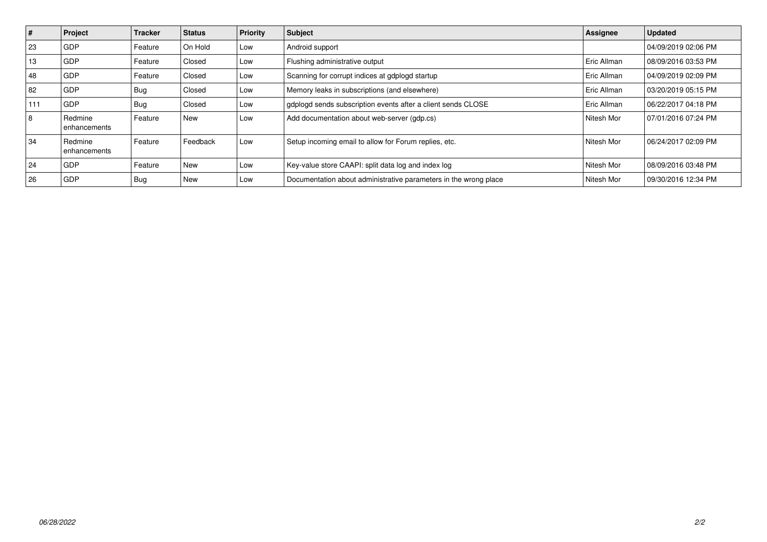| # | Project | Tracker | Status | Priority | Subject | Assignee | Updated |
| --- | --- | --- | --- | --- | --- | --- | --- |
| 23 | GDP | Feature | On Hold | Low | Android support | | 04/09/2019 02:06 PM |
| 13 | GDP | Feature | Closed | Low | Flushing administrative output | Eric Allman | 08/09/2016 03:53 PM |
| 48 | GDP | Feature | Closed | Low | Scanning for corrupt indices at gdplogd startup | Eric Allman | 04/09/2019 02:09 PM |
| 82 | GDP | Bug | Closed | Low | Memory leaks in subscriptions (and elsewhere) | Eric Allman | 03/20/2019 05:15 PM |
| 111 | GDP | Bug | Closed | Low | gdplogd sends subscription events after a client sends CLOSE | Eric Allman | 06/22/2017 04:18 PM |
| 8 | Redmine enhancements | Feature | New | Low | Add documentation about web-server (gdp.cs) | Nitesh Mor | 07/01/2016 07:24 PM |
| 34 | Redmine enhancements | Feature | Feedback | Low | Setup incoming email to allow for Forum replies, etc. | Nitesh Mor | 06/24/2017 02:09 PM |
| 24 | GDP | Feature | New | Low | Key-value store CAAPI: split data log and index log | Nitesh Mor | 08/09/2016 03:48 PM |
| 26 | GDP | Bug | New | Low | Documentation about administrative parameters in the wrong place | Nitesh Mor | 09/30/2016 12:34 PM |

*06/28/2022*